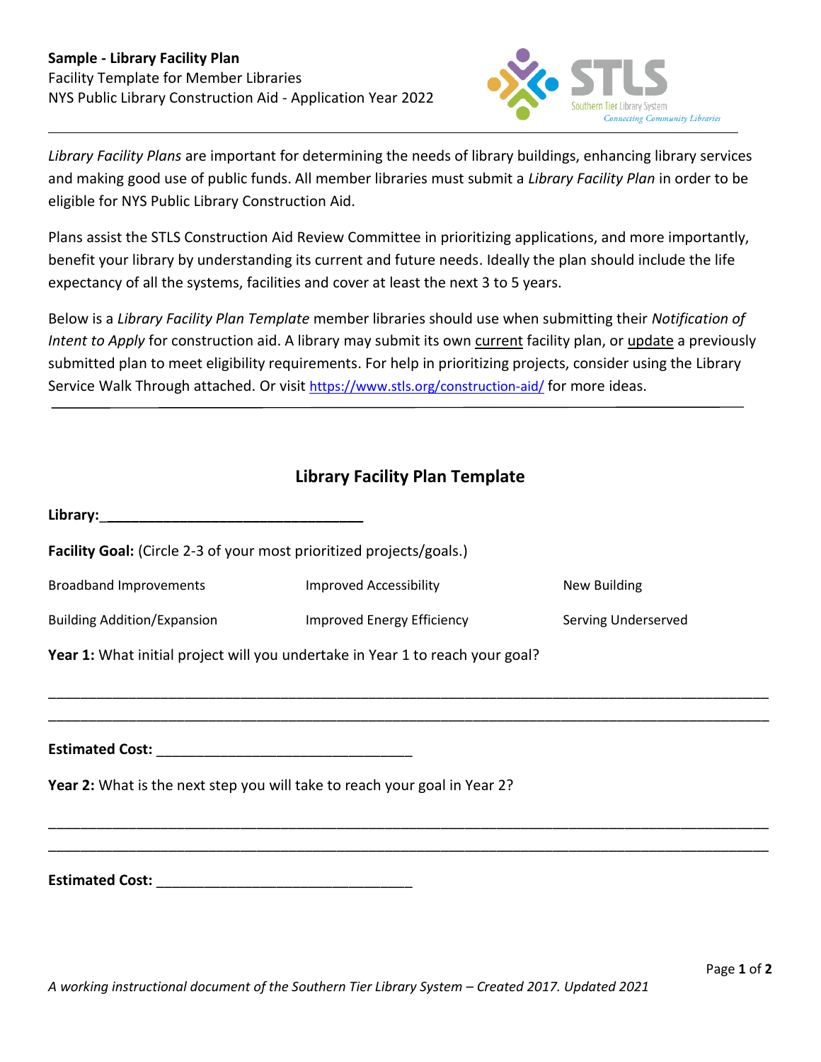**Sample - Library Facility Plan**
Facility Template for Member Libraries
NYS Public Library Construction Aid - Application Year 2022

STLS
Southern Tier Library System
*Connecting Community Libraries*

---

*Library Facility Plans* are important for determining the needs of library buildings, enhancing library services and making good use of public funds. All member libraries must submit a *Library Facility Plan* in order to be eligible for NYS Public Library Construction Aid.

Plans assist the STLS Construction Aid Review Committee in prioritizing applications, and more importantly, benefit your library by understanding its current and future needs. Ideally the plan should include the life expectancy of all the systems, facilities and cover at least the next 3 to 5 years.

Below is a *Library Facility Plan Template* member libraries should use when submitting their *Notification of Intent to Apply* for construction aid. A library may submit its own current facility plan, or update a previously submitted plan to meet eligibility requirements. For help in prioritizing projects, consider using the Library Service Walk Through attached. Or visit https://www.stls.org/construction-aid/ for more ideas.

---

## Library Facility Plan Template

**Library:**________________________________

**Facility Goal:** (Circle 2-3 of your most prioritized projects/goals.)

| | | |
|---|---|---|
| Broadband Improvements | Improved Accessibility | New Building |
| Building Addition/Expansion | Improved Energy Efficiency | Serving Underserved |

**Year 1:** What initial project will you undertake in Year 1 to reach your goal?

______________________________________________________________________________

______________________________________________________________________________

**Estimated Cost:** ________________________________

**Year 2:** What is the next step you will take to reach your goal in Year 2?

______________________________________________________________________________

______________________________________________________________________________

**Estimated Cost:** ________________________________

*A working instructional document of the Southern Tier Library System – Created 2017. Updated 2021*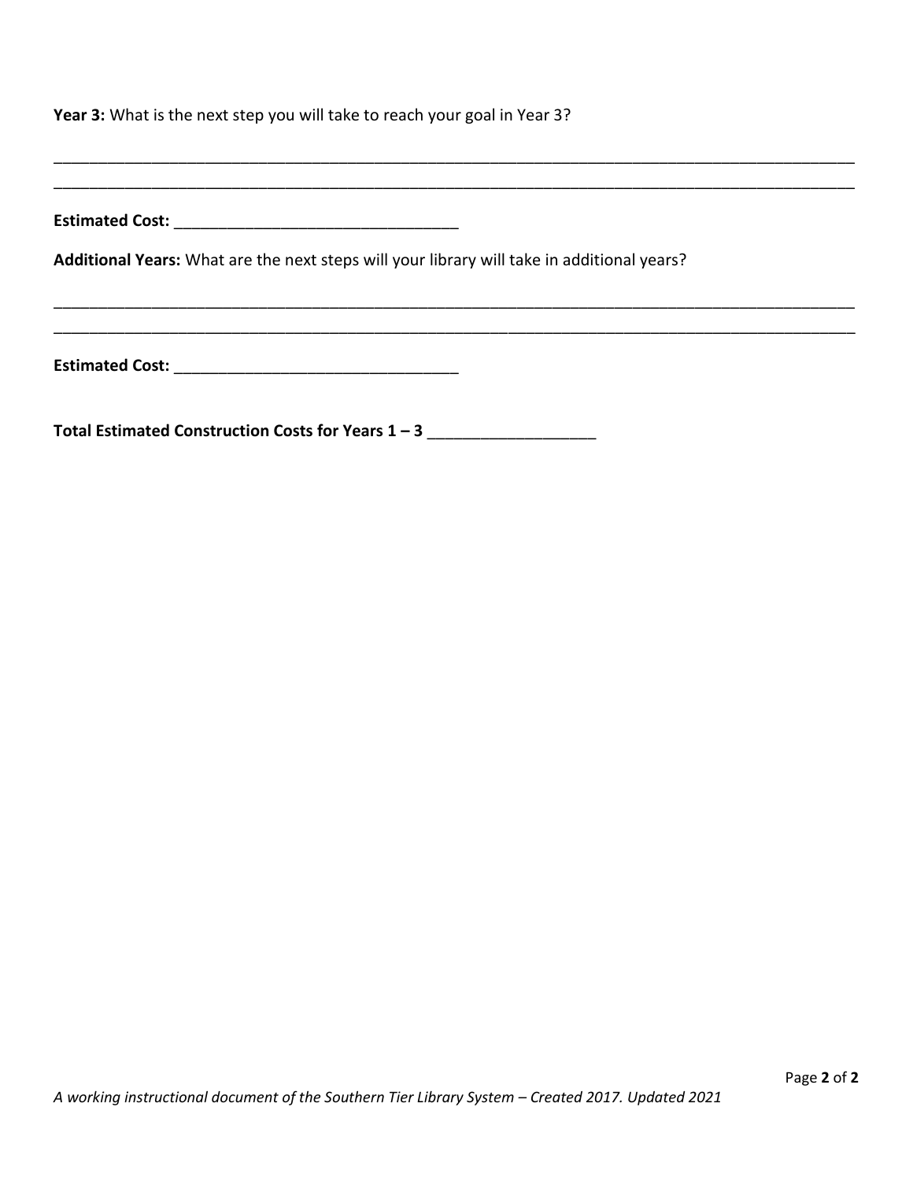**Year 3:** What is the next step you will take to reach your goal in Year 3?

______________________________________________________________________________________

______________________________________________________________________________________

**Estimated Cost:** _______________________________

**Additional Years:** What are the next steps will your library will take in additional years?

______________________________________________________________________________________

______________________________________________________________________________________

**Estimated Cost:** _______________________________

**Total Estimated Construction Costs for Years 1 – 3** ___________________

*A working instructional document of the Southern Tier Library System – Created 2017. Updated 2021*